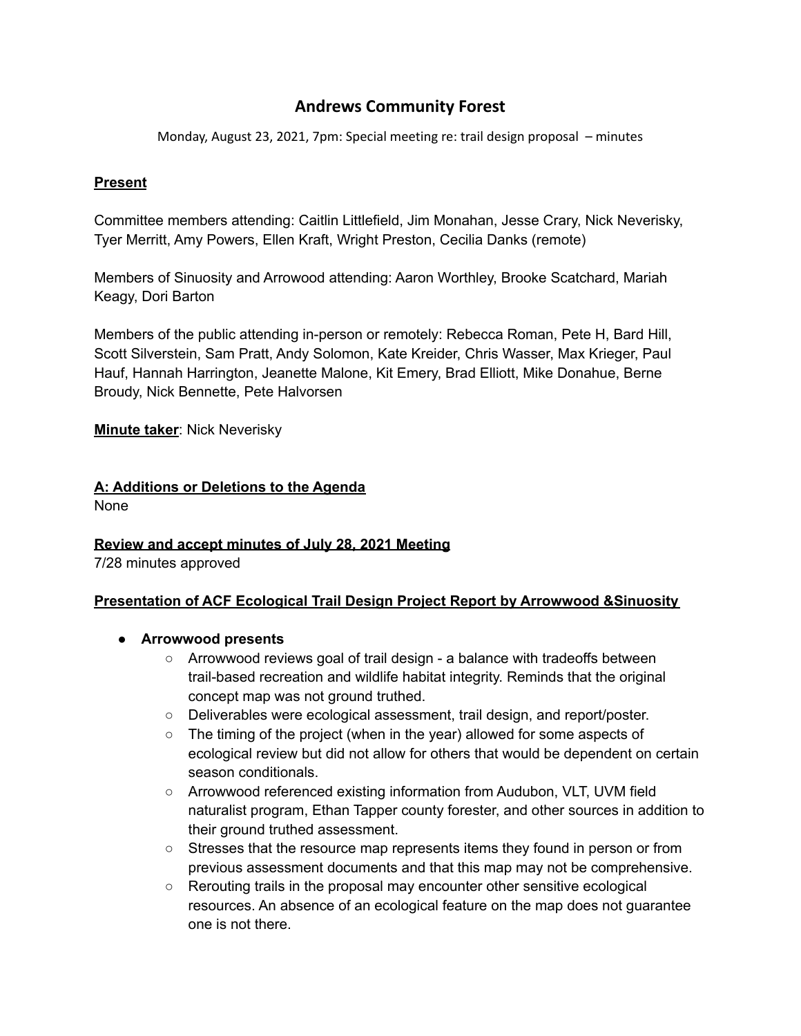# Andrews Community Forest

Monday, August 23, 2021, 7pm: Special meeting re: trail design proposal – minutes

**Present**

Committee members attending: Caitlin Littlefield, Jim Monahan, Jesse Crary, Nick Neverisky, Tyer Merritt, Amy Powers, Ellen Kraft, Wright Preston, Cecilia Danks (remote)

Members of Sinuosity and Arrowood attending: Aaron Worthley, Brooke Scatchard, Mariah Keagy, Dori Barton

Members of the public attending in-person or remotely: Rebecca Roman, Pete H, Bard Hill, Scott Silverstein, Sam Pratt, Andy Solomon, Kate Kreider, Chris Wasser, Max Krieger, Paul Hauf, Hannah Harrington, Jeanette Malone, Kit Emery, Brad Elliott, Mike Donahue, Berne Broudy, Nick Bennette, Pete Halvorsen

**Minute taker**: Nick Neverisky

**A: Additions or Deletions to the Agenda**

None

**Review and accept minutes of July 28, 2021 Meeting**

7/28 minutes approved

**Presentation of ACF Ecological Trail Design Project Report by Arrowwood &Sinuosity**

- **Arrowwood presents**
  - Arrowwood reviews goal of trail design - a balance with tradeoffs between trail-based recreation and wildlife habitat integrity. Reminds that the original concept map was not ground truthed.
  - Deliverables were ecological assessment, trail design, and report/poster.
  - The timing of the project (when in the year) allowed for some aspects of ecological review but did not allow for others that would be dependent on certain season conditionals.
  - Arrowwood referenced existing information from Audubon, VLT, UVM field naturalist program, Ethan Tapper county forester, and other sources in addition to their ground truthed assessment.
  - Stresses that the resource map represents items they found in person or from previous assessment documents and that this map may not be comprehensive.
  - Rerouting trails in the proposal may encounter other sensitive ecological resources. An absence of an ecological feature on the map does not guarantee one is not there.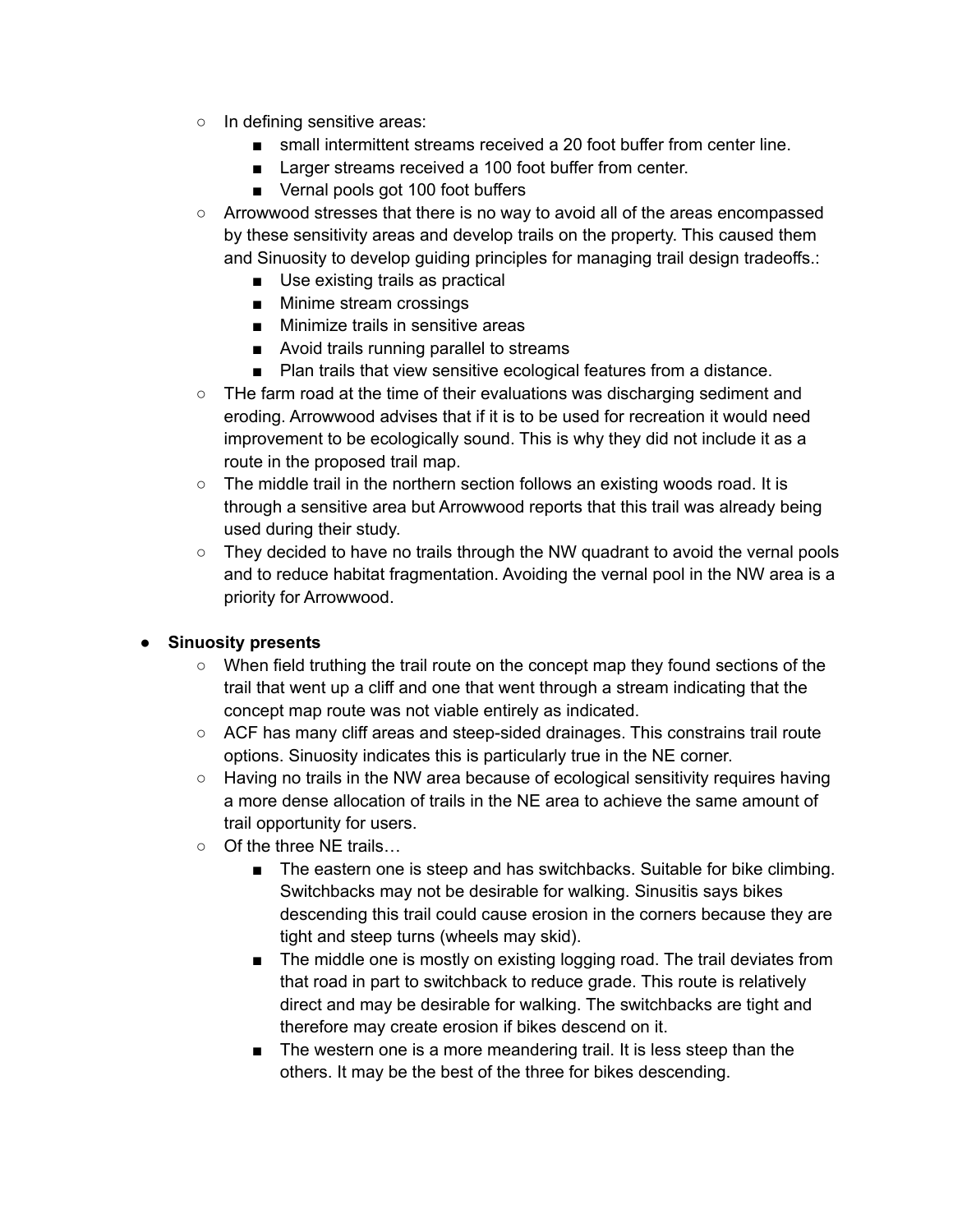- In defining sensitive areas:
    - small intermittent streams received a 20 foot buffer from center line.
    - Larger streams received a 100 foot buffer from center.
    - Vernal pools got 100 foot buffers
  - Arrowwood stresses that there is no way to avoid all of the areas encompassed by these sensitivity areas and develop trails on the property. This caused them and Sinuosity to develop guiding principles for managing trail design tradeoffs.:
    - Use existing trails as practical
    - Minime stream crossings
    - Minimize trails in sensitive areas
    - Avoid trails running parallel to streams
    - Plan trails that view sensitive ecological features from a distance.
  - THe farm road at the time of their evaluations was discharging sediment and eroding. Arrowwood advises that if it is to be used for recreation it would need improvement to be ecologically sound. This is why they did not include it as a route in the proposed trail map.
  - The middle trail in the northern section follows an existing woods road. It is through a sensitive area but Arrowwood reports that this trail was already being used during their study.
  - They decided to have no trails through the NW quadrant to avoid the vernal pools and to reduce habitat fragmentation. Avoiding the vernal pool in the NW area is a priority for Arrowwood.

- **Sinuosity presents**
  - When field truthing the trail route on the concept map they found sections of the trail that went up a cliff and one that went through a stream indicating that the concept map route was not viable entirely as indicated.
  - ACF has many cliff areas and steep-sided drainages. This constrains trail route options. Sinuosity indicates this is particularly true in the NE corner.
  - Having no trails in the NW area because of ecological sensitivity requires having a more dense allocation of trails in the NE area to achieve the same amount of trail opportunity for users.
  - Of the three NE trails…
    - The eastern one is steep and has switchbacks. Suitable for bike climbing. Switchbacks may not be desirable for walking. Sinusitis says bikes descending this trail could cause erosion in the corners because they are tight and steep turns (wheels may skid).
    - The middle one is mostly on existing logging road. The trail deviates from that road in part to switchback to reduce grade. This route is relatively direct and may be desirable for walking. The switchbacks are tight and therefore may create erosion if bikes descend on it.
    - The western one is a more meandering trail. It is less steep than the others. It may be the best of the three for bikes descending.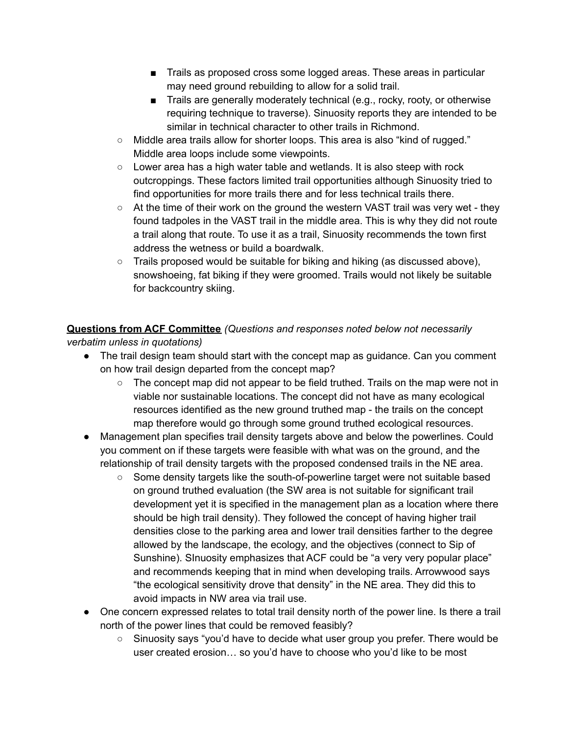- Trails as proposed cross some logged areas. These areas in particular may need ground rebuilding to allow for a solid trail.
        - Trails are generally moderately technical (e.g., rocky, rooty, or otherwise requiring technique to traverse). Sinuosity reports they are intended to be similar in technical character to other trails in Richmond.
    - Middle area trails allow for shorter loops. This area is also "kind of rugged." Middle area loops include some viewpoints.
    - Lower area has a high water table and wetlands. It is also steep with rock outcroppings. These factors limited trail opportunities although Sinuosity tried to find opportunities for more trails there and for less technical trails there.
    - At the time of their work on the ground the western VAST trail was very wet - they found tadpoles in the VAST trail in the middle area. This is why they did not route a trail along that route. To use it as a trail, Sinuosity recommends the town first address the wetness or build a boardwalk.
    - Trails proposed would be suitable for biking and hiking (as discussed above), snowshoeing, fat biking if they were groomed. Trails would not likely be suitable for backcountry skiing.

**<u>Questions from ACF Committee</u>** *(Questions and responses noted below not necessarily verbatim unless in quotations)*

- The trail design team should start with the concept map as guidance. Can you comment on how trail design departed from the concept map?
    - The concept map did not appear to be field truthed. Trails on the map were not in viable nor sustainable locations. The concept did not have as many ecological resources identified as the new ground truthed map - the trails on the concept map therefore would go through some ground truthed ecological resources.
- Management plan specifies trail density targets above and below the powerlines. Could you comment on if these targets were feasible with what was on the ground, and the relationship of trail density targets with the proposed condensed trails in the NE area.
    - Some density targets like the south-of-powerline target were not suitable based on ground truthed evaluation (the SW area is not suitable for significant trail development yet it is specified in the management plan as a location where there should be high trail density). They followed the concept of having higher trail densities close to the parking area and lower trail densities farther to the degree allowed by the landscape, the ecology, and the objectives (connect to Sip of Sunshine). SInuosity emphasizes that ACF could be "a very very popular place" and recommends keeping that in mind when developing trails. Arrowwood says "the ecological sensitivity drove that density" in the NE area. They did this to avoid impacts in NW area via trail use.
- One concern expressed relates to total trail density north of the power line. Is there a trail north of the power lines that could be removed feasibly?
    - Sinuosity says "you'd have to decide what user group you prefer. There would be user created erosion… so you'd have to choose who you'd like to be most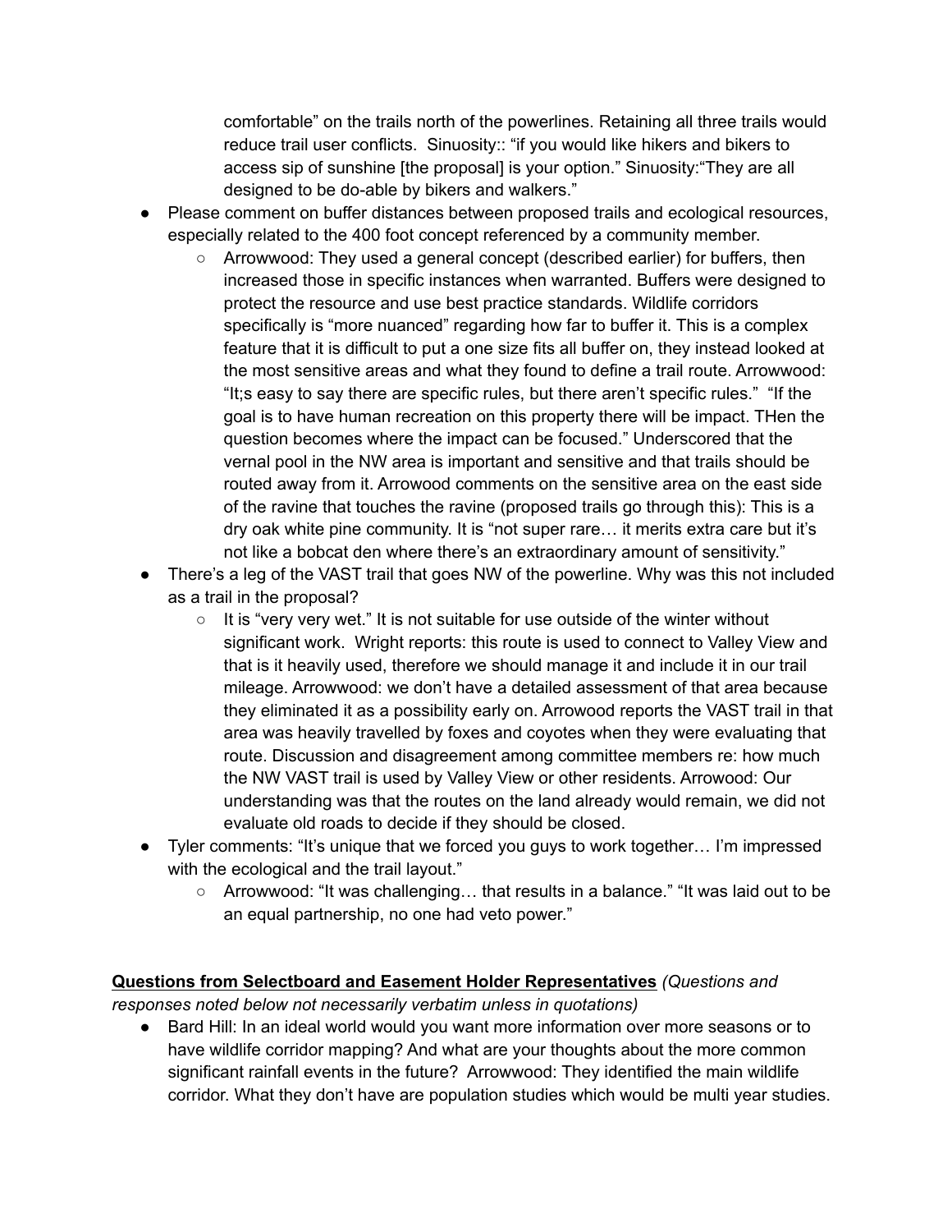comfortable" on the trails north of the powerlines. Retaining all three trails would reduce trail user conflicts. Sinuosity:: "if you would like hikers and bikers to access sip of sunshine [the proposal] is your option." Sinuosity:"They are all designed to be do-able by bikers and walkers."

- Please comment on buffer distances between proposed trails and ecological resources, especially related to the 400 foot concept referenced by a community member.
  - Arrowwood: They used a general concept (described earlier) for buffers, then increased those in specific instances when warranted. Buffers were designed to protect the resource and use best practice standards. Wildlife corridors specifically is "more nuanced" regarding how far to buffer it. This is a complex feature that it is difficult to put a one size fits all buffer on, they instead looked at the most sensitive areas and what they found to define a trail route. Arrowwood: "It;s easy to say there are specific rules, but there aren't specific rules." "If the goal is to have human recreation on this property there will be impact. THen the question becomes where the impact can be focused." Underscored that the vernal pool in the NW area is important and sensitive and that trails should be routed away from it. Arrowood comments on the sensitive area on the east side of the ravine that touches the ravine (proposed trails go through this): This is a dry oak white pine community. It is "not super rare… it merits extra care but it's not like a bobcat den where there's an extraordinary amount of sensitivity."
- There's a leg of the VAST trail that goes NW of the powerline. Why was this not included as a trail in the proposal?
  - It is "very very wet." It is not suitable for use outside of the winter without significant work. Wright reports: this route is used to connect to Valley View and that is it heavily used, therefore we should manage it and include it in our trail mileage. Arrowwood: we don't have a detailed assessment of that area because they eliminated it as a possibility early on. Arrowood reports the VAST trail in that area was heavily travelled by foxes and coyotes when they were evaluating that route. Discussion and disagreement among committee members re: how much the NW VAST trail is used by Valley View or other residents. Arrowood: Our understanding was that the routes on the land already would remain, we did not evaluate old roads to decide if they should be closed.
- Tyler comments: "It's unique that we forced you guys to work together… I'm impressed with the ecological and the trail layout."
  - Arrowwood: "It was challenging… that results in a balance." "It was laid out to be an equal partnership, no one had veto power."

**<u>Questions from Selectboard and Easement Holder Representatives</u>** *(Questions and responses noted below not necessarily verbatim unless in quotations)*

- Bard Hill: In an ideal world would you want more information over more seasons or to have wildlife corridor mapping? And what are your thoughts about the more common significant rainfall events in the future? Arrowwood: They identified the main wildlife corridor. What they don't have are population studies which would be multi year studies.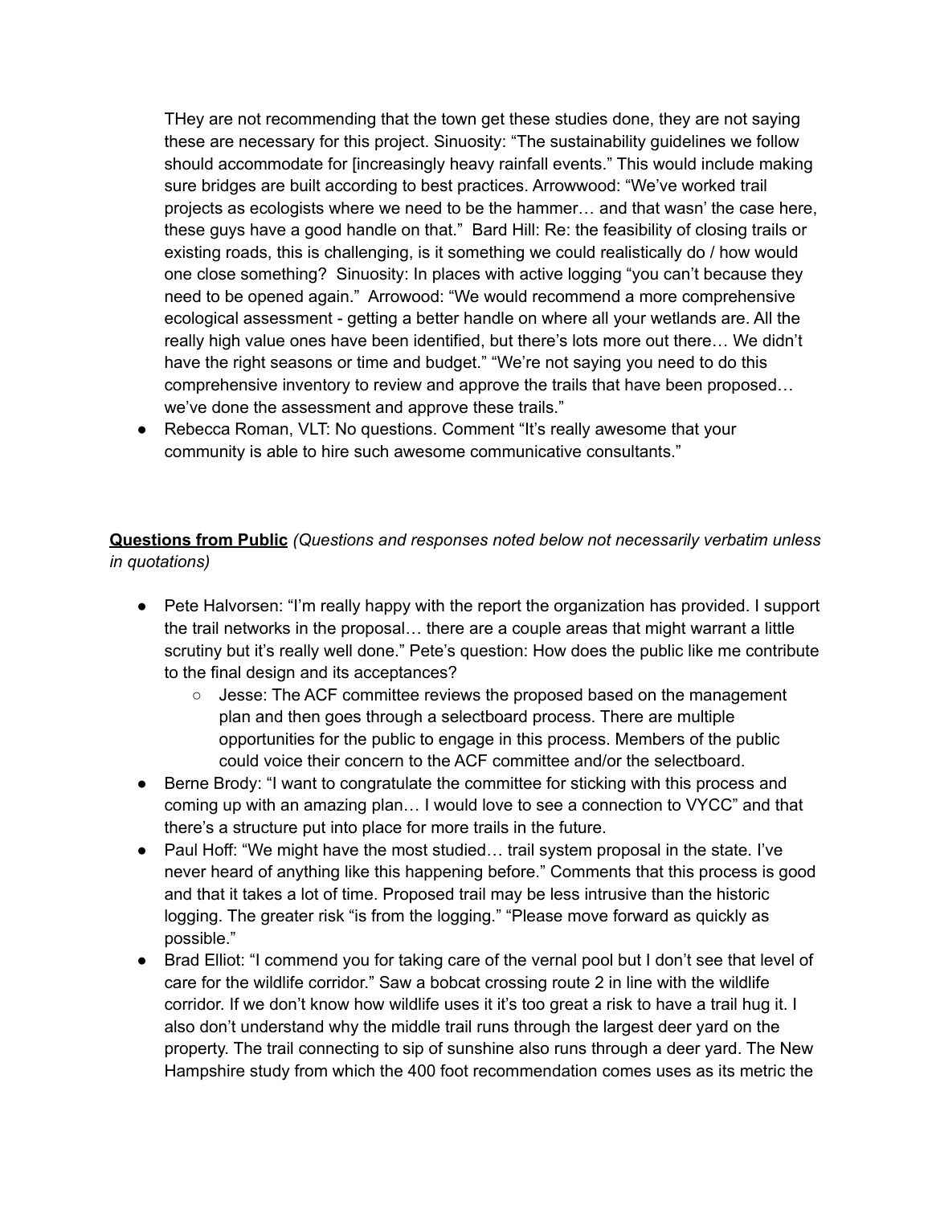THey are not recommending that the town get these studies done, they are not saying these are necessary for this project. Sinuosity: "The sustainability guidelines we follow should accommodate for [increasingly heavy rainfall events." This would include making sure bridges are built according to best practices. Arrowwood: "We've worked trail projects as ecologists where we need to be the hammer… and that wasn' the case here, these guys have a good handle on that." Bard Hill: Re: the feasibility of closing trails or existing roads, this is challenging, is it something we could realistically do / how would one close something? Sinuosity: In places with active logging "you can't because they need to be opened again." Arrowood: "We would recommend a more comprehensive ecological assessment - getting a better handle on where all your wetlands are. All the really high value ones have been identified, but there's lots more out there… We didn't have the right seasons or time and budget." "We're not saying you need to do this comprehensive inventory to review and approve the trails that have been proposed… we've done the assessment and approve these trails."

- Rebecca Roman, VLT: No questions. Comment "It's really awesome that your community is able to hire such awesome communicative consultants."

**<u>Questions from Public</u>** *(Questions and responses noted below not necessarily verbatim unless in quotations)*

- Pete Halvorsen: "I'm really happy with the report the organization has provided. I support the trail networks in the proposal… there are a couple areas that might warrant a little scrutiny but it's really well done." Pete's question: How does the public like me contribute to the final design and its acceptances?
  - Jesse: The ACF committee reviews the proposed based on the management plan and then goes through a selectboard process. There are multiple opportunities for the public to engage in this process. Members of the public could voice their concern to the ACF committee and/or the selectboard.
- Berne Brody: "I want to congratulate the committee for sticking with this process and coming up with an amazing plan… I would love to see a connection to VYCC" and that there's a structure put into place for more trails in the future.
- Paul Hoff: "We might have the most studied… trail system proposal in the state. I've never heard of anything like this happening before." Comments that this process is good and that it takes a lot of time. Proposed trail may be less intrusive than the historic logging. The greater risk "is from the logging." "Please move forward as quickly as possible."
- Brad Elliot: "I commend you for taking care of the vernal pool but I don't see that level of care for the wildlife corridor." Saw a bobcat crossing route 2 in line with the wildlife corridor. If we don't know how wildlife uses it it's too great a risk to have a trail hug it. I also don't understand why the middle trail runs through the largest deer yard on the property. The trail connecting to sip of sunshine also runs through a deer yard. The New Hampshire study from which the 400 foot recommendation comes uses as its metric the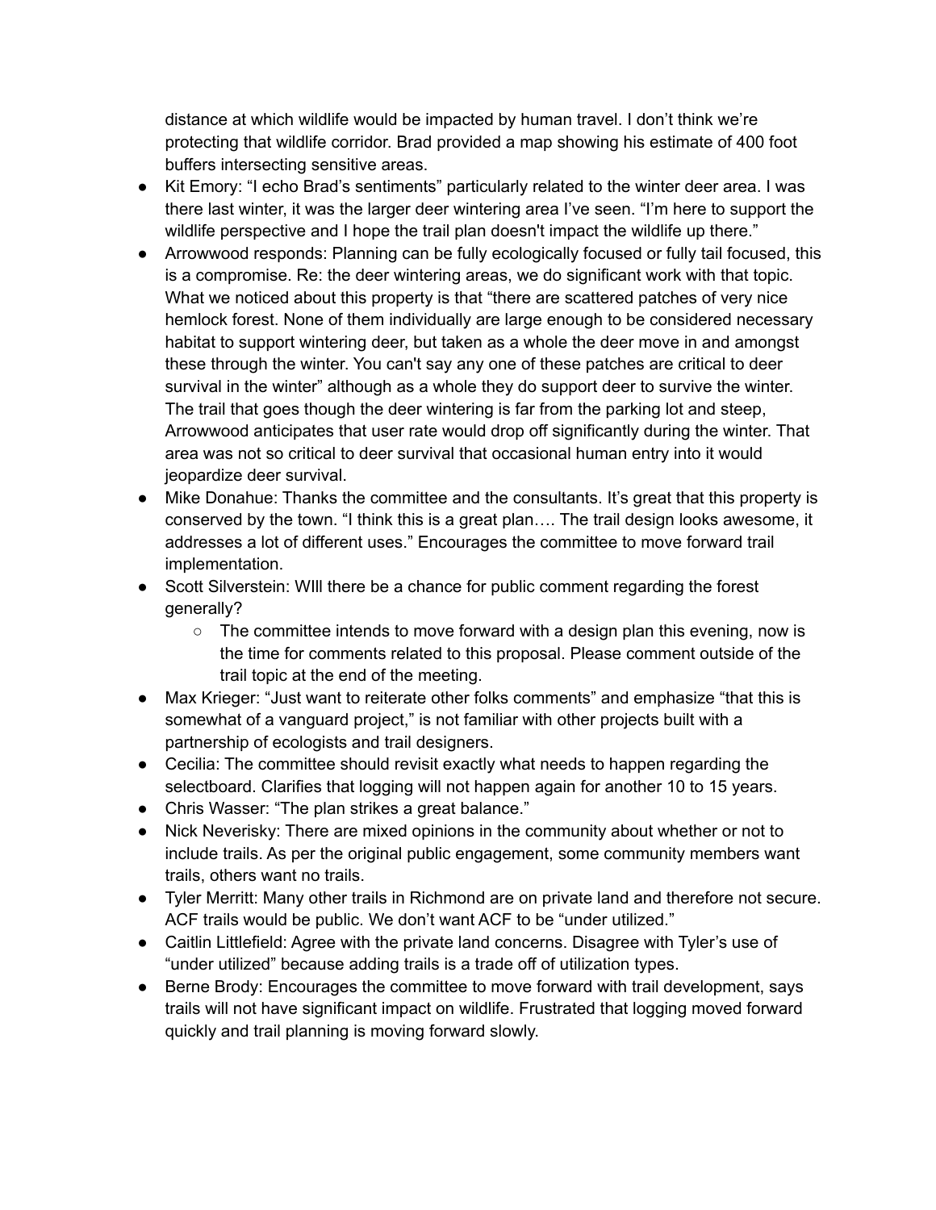distance at which wildlife would be impacted by human travel. I don't think we're protecting that wildlife corridor. Brad provided a map showing his estimate of 400 foot buffers intersecting sensitive areas.

- Kit Emory: "I echo Brad's sentiments" particularly related to the winter deer area. I was there last winter, it was the larger deer wintering area I've seen. "I'm here to support the wildlife perspective and I hope the trail plan doesn't impact the wildlife up there."
- Arrowwood responds: Planning can be fully ecologically focused or fully tail focused, this is a compromise. Re: the deer wintering areas, we do significant work with that topic. What we noticed about this property is that "there are scattered patches of very nice hemlock forest. None of them individually are large enough to be considered necessary habitat to support wintering deer, but taken as a whole the deer move in and amongst these through the winter. You can't say any one of these patches are critical to deer survival in the winter" although as a whole they do support deer to survive the winter. The trail that goes though the deer wintering is far from the parking lot and steep, Arrowwood anticipates that user rate would drop off significantly during the winter. That area was not so critical to deer survival that occasional human entry into it would jeopardize deer survival.
- Mike Donahue: Thanks the committee and the consultants. It's great that this property is conserved by the town. "I think this is a great plan…. The trail design looks awesome, it addresses a lot of different uses." Encourages the committee to move forward trail implementation.
- Scott Silverstein: WIll there be a chance for public comment regarding the forest generally?
  - The committee intends to move forward with a design plan this evening, now is the time for comments related to this proposal. Please comment outside of the trail topic at the end of the meeting.
- Max Krieger: "Just want to reiterate other folks comments" and emphasize "that this is somewhat of a vanguard project," is not familiar with other projects built with a partnership of ecologists and trail designers.
- Cecilia: The committee should revisit exactly what needs to happen regarding the selectboard. Clarifies that logging will not happen again for another 10 to 15 years.
- Chris Wasser: "The plan strikes a great balance."
- Nick Neverisky: There are mixed opinions in the community about whether or not to include trails. As per the original public engagement, some community members want trails, others want no trails.
- Tyler Merritt: Many other trails in Richmond are on private land and therefore not secure. ACF trails would be public. We don't want ACF to be "under utilized."
- Caitlin Littlefield: Agree with the private land concerns. Disagree with Tyler's use of "under utilized" because adding trails is a trade off of utilization types.
- Berne Brody: Encourages the committee to move forward with trail development, says trails will not have significant impact on wildlife. Frustrated that logging moved forward quickly and trail planning is moving forward slowly.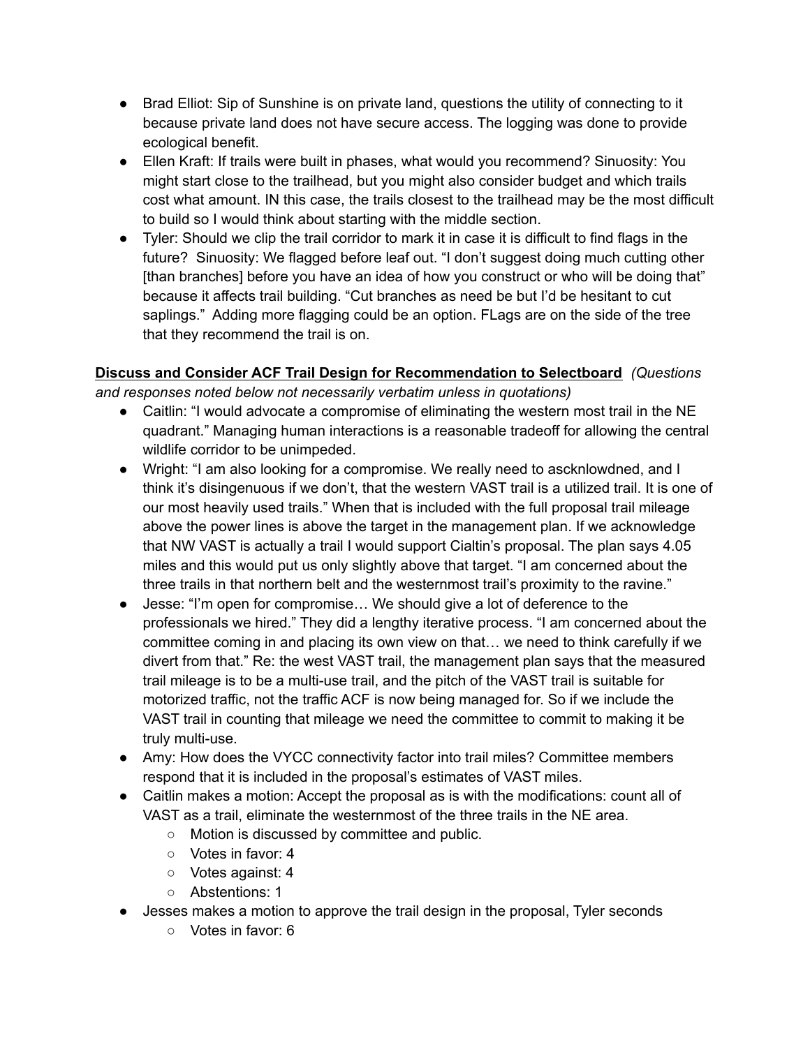- Brad Elliot: Sip of Sunshine is on private land, questions the utility of connecting to it because private land does not have secure access. The logging was done to provide ecological benefit.
- Ellen Kraft: If trails were built in phases, what would you recommend? Sinuosity: You might start close to the trailhead, but you might also consider budget and which trails cost what amount. IN this case, the trails closest to the trailhead may be the most difficult to build so I would think about starting with the middle section.
- Tyler: Should we clip the trail corridor to mark it in case it is difficult to find flags in the future? Sinuosity: We flagged before leaf out. "I don't suggest doing much cutting other [than branches] before you have an idea of how you construct or who will be doing that" because it affects trail building. "Cut branches as need be but I'd be hesitant to cut saplings." Adding more flagging could be an option. FLags are on the side of the tree that they recommend the trail is on.

**<u>Discuss and Consider ACF Trail Design for Recommendation to Selectboard</u>** *(Questions and responses noted below not necessarily verbatim unless in quotations)*

- Caitlin: "I would advocate a compromise of eliminating the western most trail in the NE quadrant." Managing human interactions is a reasonable tradeoff for allowing the central wildlife corridor to be unimpeded.
- Wright: "I am also looking for a compromise. We really need to ascknlowdned, and I think it's disingenuous if we don't, that the western VAST trail is a utilized trail. It is one of our most heavily used trails." When that is included with the full proposal trail mileage above the power lines is above the target in the management plan. If we acknowledge that NW VAST is actually a trail I would support Cialtin's proposal. The plan says 4.05 miles and this would put us only slightly above that target. "I am concerned about the three trails in that northern belt and the westernmost trail's proximity to the ravine."
- Jesse: "I'm open for compromise… We should give a lot of deference to the professionals we hired." They did a lengthy iterative process. "I am concerned about the committee coming in and placing its own view on that… we need to think carefully if we divert from that." Re: the west VAST trail, the management plan says that the measured trail mileage is to be a multi-use trail, and the pitch of the VAST trail is suitable for motorized traffic, not the traffic ACF is now being managed for. So if we include the VAST trail in counting that mileage we need the committee to commit to making it be truly multi-use.
- Amy: How does the VYCC connectivity factor into trail miles? Committee members respond that it is included in the proposal's estimates of VAST miles.
- Caitlin makes a motion: Accept the proposal as is with the modifications: count all of VAST as a trail, eliminate the westernmost of the three trails in the NE area.
  - Motion is discussed by committee and public.
  - Votes in favor: 4
  - Votes against: 4
  - Abstentions: 1
- Jesses makes a motion to approve the trail design in the proposal, Tyler seconds
  - Votes in favor: 6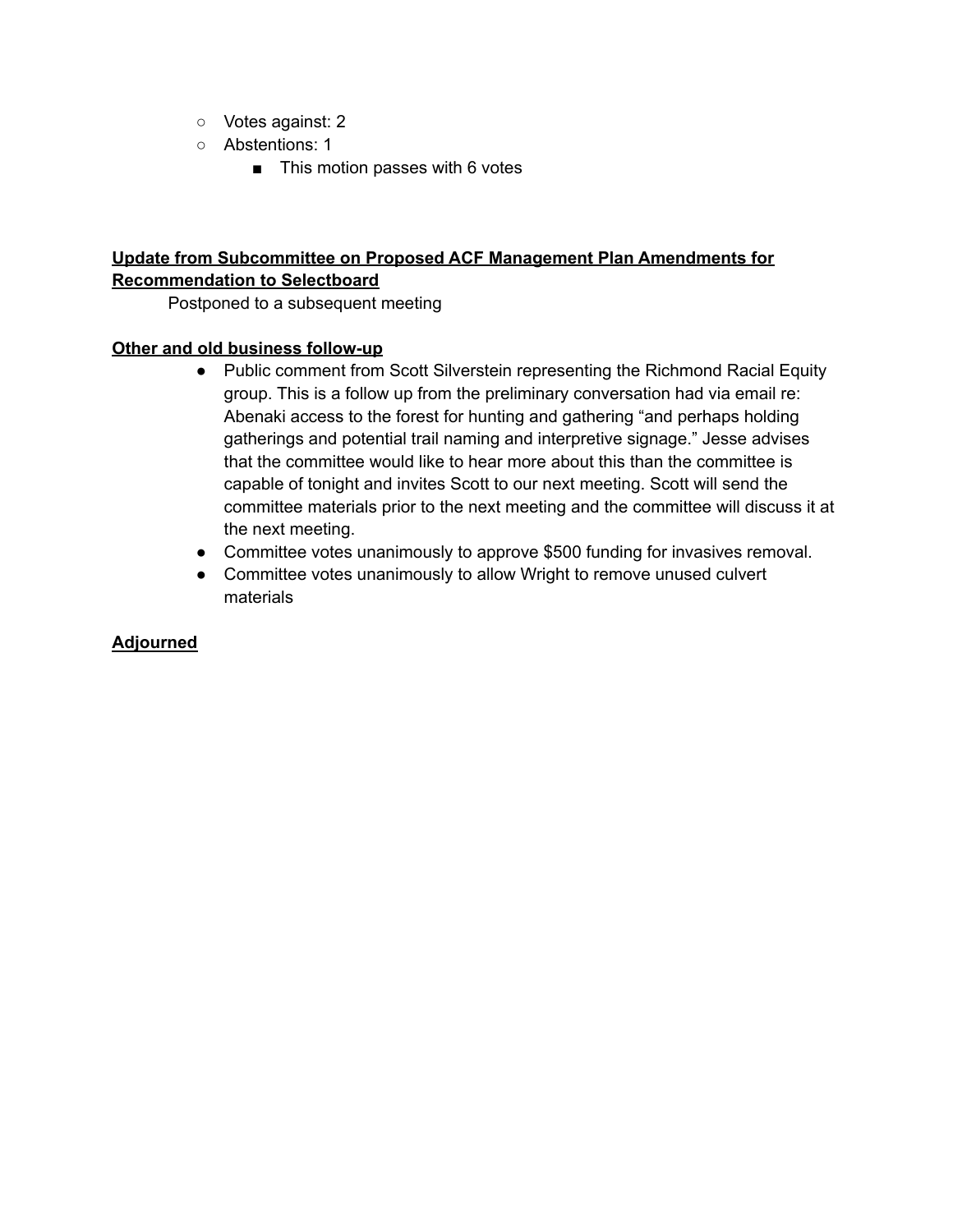- Votes against: 2
  - Abstentions: 1
    - This motion passes with 6 votes

**<u>Update from Subcommittee on Proposed ACF Management Plan Amendments for Recommendation to Selectboard</u>**

Postponed to a subsequent meeting

**<u>Other and old business follow-up</u>**

- Public comment from Scott Silverstein representing the Richmond Racial Equity group. This is a follow up from the preliminary conversation had via email re: Abenaki access to the forest for hunting and gathering "and perhaps holding gatherings and potential trail naming and interpretive signage." Jesse advises that the committee would like to hear more about this than the committee is capable of tonight and invites Scott to our next meeting. Scott will send the committee materials prior to the next meeting and the committee will discuss it at the next meeting.
- Committee votes unanimously to approve $500 funding for invasives removal.
- Committee votes unanimously to allow Wright to remove unused culvert materials

**<u>Adjourned</u>**